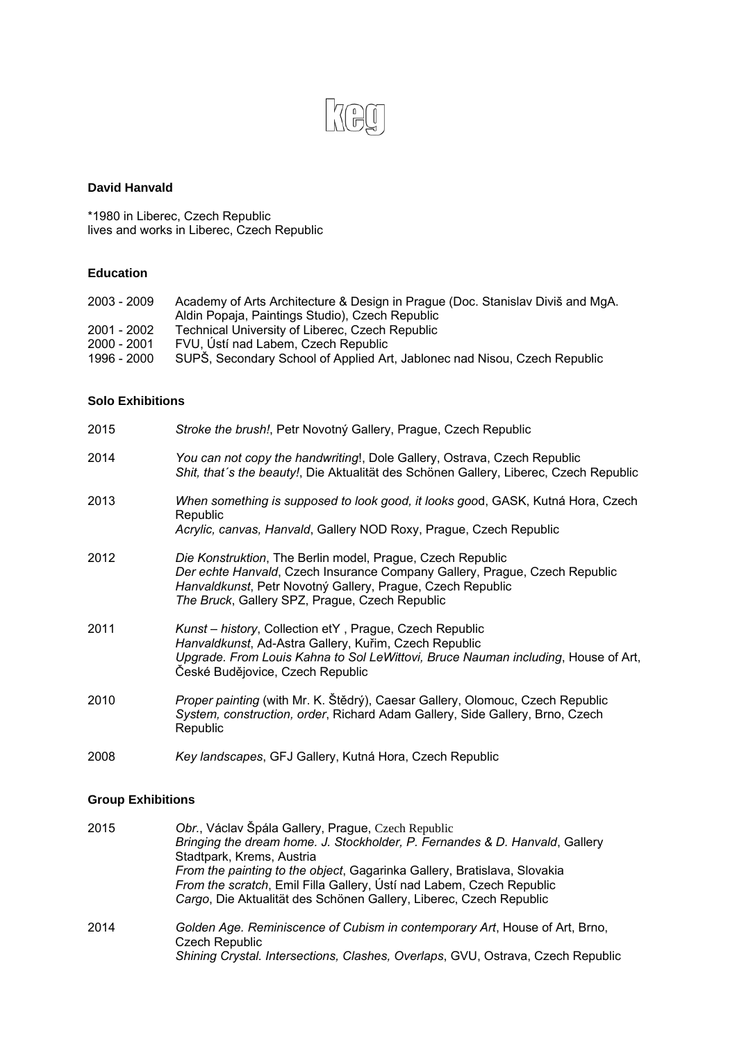keg

**David Hanvald**

*1980 in Liberec, Czech Republic
lives and works in Liberec, Czech Republic

**Education**

2003 - 2009 Academy of Arts Architecture & Design in Prague (Doc. Stanislav Diviš and MgA. Aldin Popaja, Paintings Studio), Czech Republic
2001 - 2002 Technical University of Liberec, Czech Republic
2000 - 2001 FVU, Ústí nad Labem, Czech Republic
1996 - 2000 SUPŠ, Secondary School of Applied Art, Jablonec nad Nisou, Czech Republic

**Solo Exhibitions**

2015 *Stroke the brush!*, Petr Novotný Gallery, Prague, Czech Republic

2014 *You can not copy the handwriting*!, Dole Gallery, Ostrava, Czech Republic
*Shit, that´s the beauty!*, Die Aktualität des Schönen Gallery, Liberec, Czech Republic

2013 *When something is supposed to look good, it looks goo*d, GASK, Kutná Hora, Czech Republic
*Acrylic, canvas, Hanvald*, Gallery NOD Roxy, Prague, Czech Republic

2012 *Die Konstruktion*, The Berlin model, Prague, Czech Republic
*Der echte Hanvald*, Czech Insurance Company Gallery, Prague, Czech Republic
*Hanvaldkunst*, Petr Novotný Gallery, Prague, Czech Republic
*The Bruck*, Gallery SPZ, Prague, Czech Republic

2011 *Kunst – history*, Collection etY , Prague, Czech Republic
*Hanvaldkunst*, Ad-Astra Gallery, Kuřim, Czech Republic
*Upgrade. From Louis Kahna to Sol LeWittovi, Bruce Nauman including*, House of Art, České Budějovice, Czech Republic

2010 *Proper painting* (with Mr. K. Štědrý), Caesar Gallery, Olomouc, Czech Republic
*System, construction, order*, Richard Adam Gallery, Side Gallery, Brno, Czech Republic

2008 *Key landscapes*, GFJ Gallery, Kutná Hora, Czech Republic

**Group Exhibitions**

2015 *Obr.*, Václav Špála Gallery, Prague, Czech Republic
*Bringing the dream home. J. Stockholder, P. Fernandes & D. Hanvald*, Gallery Stadtpark, Krems, Austria
*From the painting to the object*, Gagarinka Gallery, Bratislava, Slovakia
*From the scratch*, Emil Filla Gallery, Ústí nad Labem, Czech Republic
*Cargo*, Die Aktualität des Schönen Gallery, Liberec, Czech Republic

2014 *Golden Age. Reminiscence of Cubism in contemporary Art*, House of Art, Brno, Czech Republic
*Shining Crystal. Intersections, Clashes, Overlaps*, GVU, Ostrava, Czech Republic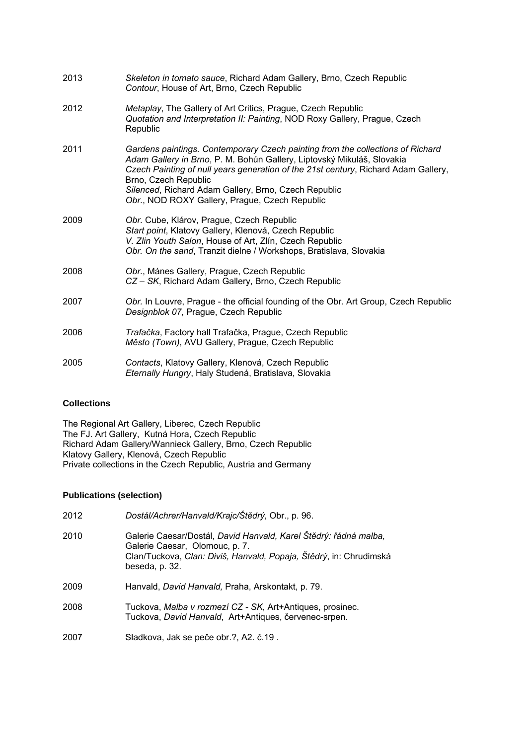| | |
|---|---|
| 2013 | *Skeleton in tomato sauce*, Richard Adam Gallery, Brno, Czech Republic<br>*Contour*, House of Art, Brno, Czech Republic |
| 2012 | *Metaplay*, The Gallery of Art Critics, Prague, Czech Republic<br>*Quotation and Interpretation II: Painting*, NOD Roxy Gallery, Prague, Czech Republic |
| 2011 | *Gardens paintings. Contemporary Czech painting from the collections of Richard Adam Gallery in Brno*, P. M. Bohún Gallery, Liptovský Mikuláš, Slovakia<br>*Czech Painting of null years generation of the 21st century*, Richard Adam Gallery, Brno, Czech Republic<br>*Silenced*, Richard Adam Gallery, Brno, Czech Republic<br>*Obr.*, NOD ROXY Gallery, Prague, Czech Republic |
| 2009 | *Obr.* Cube, Klárov, Prague, Czech Republic<br>*Start point*, Klatovy Gallery, Klenová, Czech Republic<br>*V. Zlin Youth Salon*, House of Art, Zlín, Czech Republic<br>*Obr. On the sand*, Tranzit dielne / Workshops, Bratislava, Slovakia |
| 2008 | *Obr.*, Mánes Gallery, Prague, Czech Republic<br>*CZ – SK*, Richard Adam Gallery, Brno, Czech Republic |
| 2007 | *Obr.* In Louvre, Prague - the official founding of the Obr. Art Group, Czech Republic<br>*Designblok 07*, Prague, Czech Republic |
| 2006 | *Trafačka*, Factory hall Trafačka, Prague, Czech Republic<br>*Město (Town)*, AVU Gallery, Prague, Czech Republic |
| 2005 | *Contacts*, Klatovy Gallery, Klenová, Czech Republic<br>*Eternally Hungry*, Haly Studená, Bratislava, Slovakia |

**Collections**

The Regional Art Gallery, Liberec, Czech Republic
The FJ. Art Gallery, Kutná Hora, Czech Republic
Richard Adam Gallery/Wannieck Gallery, Brno, Czech Republic
Klatovy Gallery, Klenová, Czech Republic
Private collections in the Czech Republic, Austria and Germany

**Publications (selection)**

| | |
|---|---|
| 2012 | *Dostál/Achrer/Hanvald/Krajc/Štědrý,* Obr., p. 96. |
| 2010 | Galerie Caesar/Dostál, *David Hanvald, Karel Štědrý: řádná malba,* Galerie Caesar, Olomouc, p. 7.<br>Clan/Tuckova, *Clan: Diviš, Hanvald, Popaja, Štědrý*, in: Chrudimská beseda, p. 32. |
| 2009 | Hanvald, *David Hanvald,* Praha, Arskontakt, p. 79. |
| 2008 | Tuckova, *Malba v rozmezí CZ - SK*, Art+Antiques, prosinec.<br>Tuckova, *David Hanvald*, Art+Antiques, červenec-srpen. |
| 2007 | Sladkova, Jak se peče obr.?, A2. č.19 . |